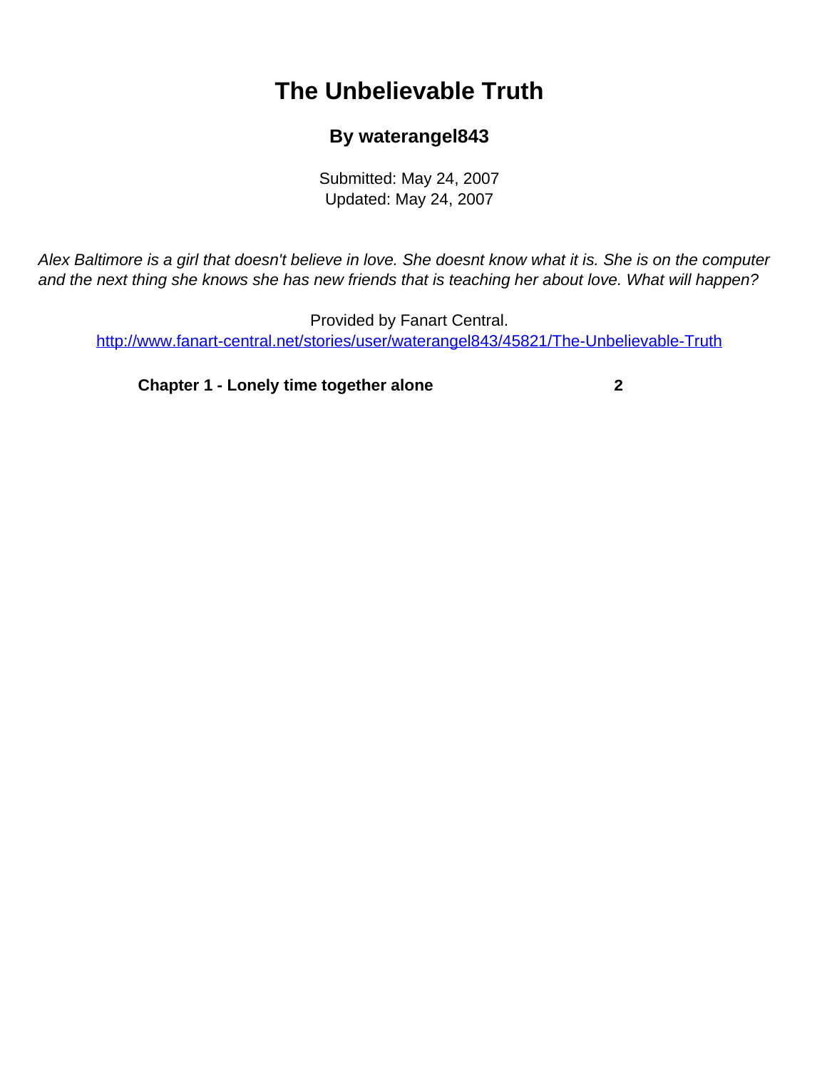# The Unbelievable Truth

### By waterangel843

Submitted: May 24, 2007
Updated: May 24, 2007

*Alex Baltimore is a girl that doesn't believe in love. She doesnt know what it is. She is on the computer and the next thing she knows she has new friends that is teaching her about love. What will happen?*

Provided by Fanart Central.
http://www.fanart-central.net/stories/user/waterangel843/45821/The-Unbelievable-Truth

| | |
|---|---|
| **Chapter 1 - Lonely time together alone** | **2** |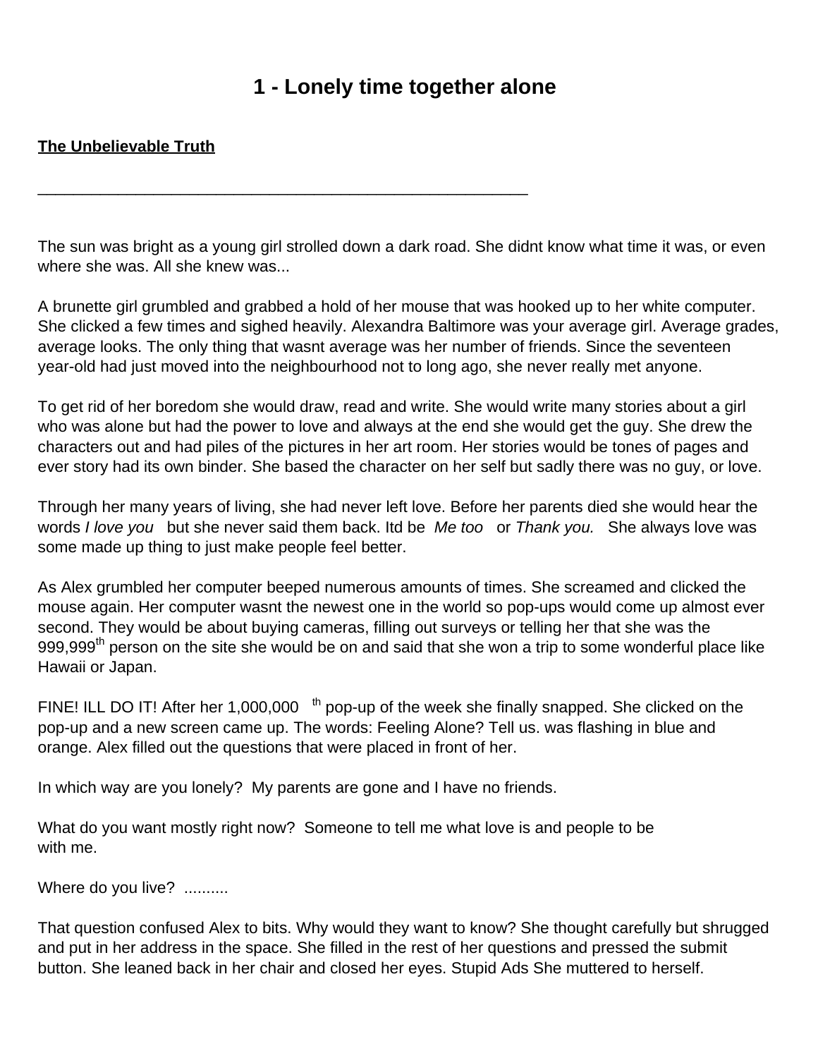# 1 - Lonely time together alone

**The Unbelievable Truth**

___________________________________________________________

The sun was bright as a young girl strolled down a dark road. She didnt know what time it was, or even where she was. All she knew was...

A brunette girl grumbled and grabbed a hold of her mouse that was hooked up to her white computer. She clicked a few times and sighed heavily. Alexandra Baltimore was your average girl. Average grades, average looks. The only thing that wasnt average was her number of friends. Since the seventeen year-old had just moved into the neighbourhood not to long ago, she never really met anyone.

To get rid of her boredom she would draw, read and write. She would write many stories about a girl who was alone but had the power to love and always at the end she would get the guy. She drew the characters out and had piles of the pictures in her art room. Her stories would be tones of pages and ever story had its own binder. She based the character on her self but sadly there was no guy, or love.

Through her many years of living, she had never left love. Before her parents died she would hear the words *I love you* but she never said them back. Itd be *Me too* or *Thank you.* She always love was some made up thing to just make people feel better.

As Alex grumbled her computer beeped numerous amounts of times. She screamed and clicked the mouse again. Her computer wasnt the newest one in the world so pop-ups would come up almost ever second. They would be about buying cameras, filling out surveys or telling her that she was the 999,999th person on the site she would be on and said that she won a trip to some wonderful place like Hawaii or Japan.

FINE! ILL DO IT! After her 1,000,000 th pop-up of the week she finally snapped. She clicked on the pop-up and a new screen came up. The words: Feeling Alone? Tell us. was flashing in blue and orange. Alex filled out the questions that were placed in front of her.

In which way are you lonely? My parents are gone and I have no friends.

What do you want mostly right now? Someone to tell me what love is and people to be with me.

Where do you live? ..........

That question confused Alex to bits. Why would they want to know? She thought carefully but shrugged and put in her address in the space. She filled in the rest of her questions and pressed the submit button. She leaned back in her chair and closed her eyes. Stupid Ads She muttered to herself.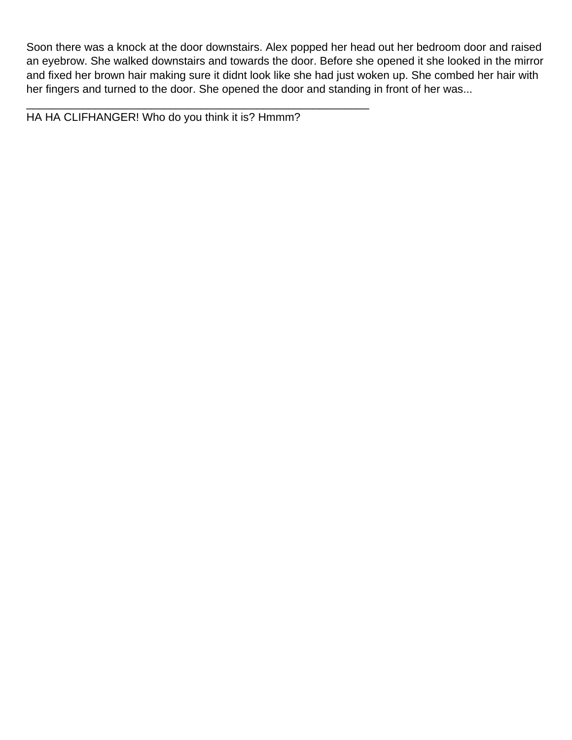Soon there was a knock at the door downstairs. Alex popped her head out her bedroom door and raised an eyebrow. She walked downstairs and towards the door. Before she opened it she looked in the mirror and fixed her brown hair making sure it didnt look like she had just woken up. She combed her hair with her fingers and turned to the door. She opened the door and standing in front of her was...

---

HA HA CLIFHANGER! Who do you think it is? Hmmm?